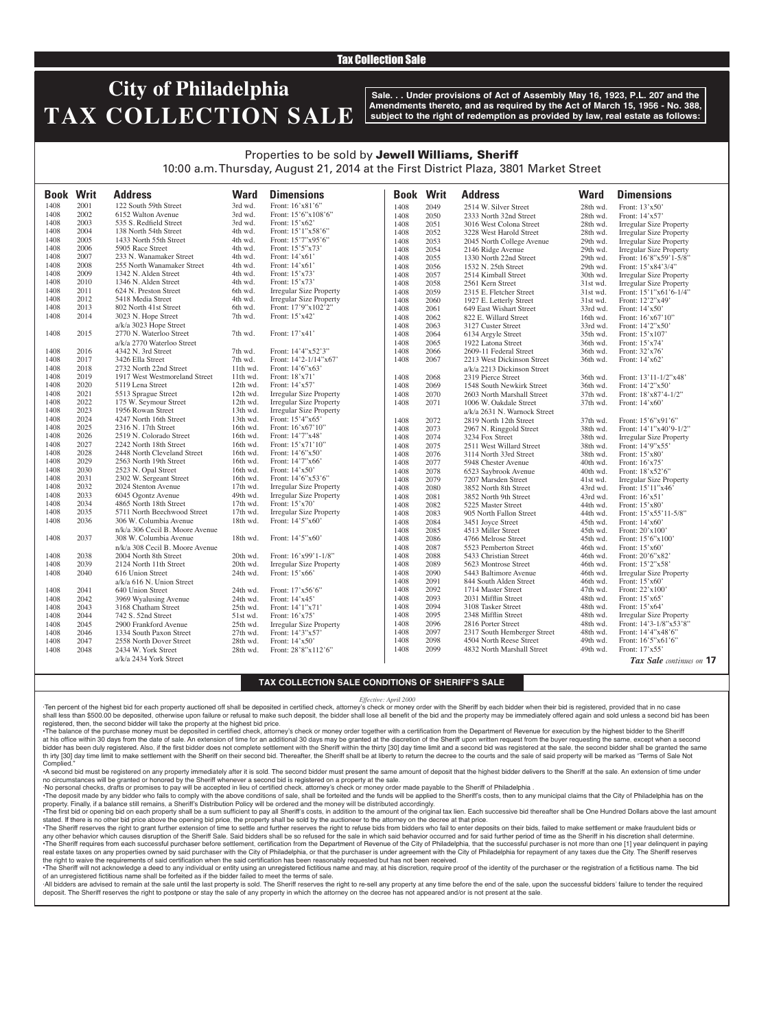Tax Collection Sale

# City of Philadelphia TAX COLLECTION SALE

**Sale. . . Under provisions of Act of Assembly May 16, 1923, P.L. 207 and the Amendments thereto, and as required by the Act of March 15, 1956 - No. 388, subject to the right of redemption as provided by law, real estate as follows:**

Properties to be sold by **Jewell Williams, Sheriff**

10:00 a.m. Thursday, August 21, 2014 at the First District Plaza, 3801 Market Street

| Book | Writ | Address | Ward | Dimensions |
|---|---|---|---|---|
| 1408 | 2001 | 122 South 59th Street | 3rd wd. | Front: 16'x81'6" |
| 1408 | 2002 | 6152 Walton Avenue | 3rd wd. | Front: 15'6"x108'6" |
| 1408 | 2003 | 535 S. Redfield Street | 3rd wd. | Front: 15'x62' |
| 1408 | 2004 | 138 North 54th Street | 4th wd. | Front: 15'1"x58'6" |
| 1408 | 2005 | 1433 North 55th Street | 4th wd. | Front: 15'7"x95'6" |
| 1408 | 2006 | 5905 Race Street | 4th wd. | Front: 15'5"x73' |
| 1408 | 2007 | 233 N. Wanamaker Street | 4th wd. | Front: 14'x61' |
| 1408 | 2008 | 255 North Wanamaker Street | 4th wd. | Front: 14'x61' |
| 1408 | 2009 | 1342 N. Alden Street | 4th wd. | Front: 15'x73' |
| 1408 | 2010 | 1346 N. Alden Street | 4th wd. | Front: 15'x73' |
| 1408 | 2011 | 624 N. Preston Street | 6th wd. | Irregular Size Property |
| 1408 | 2012 | 5418 Media Street | 4th wd. | Irregular Size Property |
| 1408 | 2013 | 802 North 41st Street | 6th wd. | Front: 17'9"x102'2" |
| 1408 | 2014 | 3023 N. Hope Street a/k/a 3023 Hope Street | 7th wd. | Front: 15'x42' |
| 1408 | 2015 | 2770 N. Waterloo Street a/k/a 2770 Waterloo Street | 7th wd. | Front: 17'x41' |
| 1408 | 2016 | 4342 N. 3rd Street | 7th wd. | Front: 14'4"x52'3" |
| 1408 | 2017 | 3426 Ella Street | 7th wd. | Front: 14'2-1/14"x67' |
| 1408 | 2018 | 2732 North 22nd Street | 11th wd. | Front: 14'6"x63' |
| 1408 | 2019 | 1917 West Westmoreland Street | 11th wd. | Front: 18'x71' |
| 1408 | 2020 | 5119 Lena Street | 12th wd. | Front: 14'x57' |
| 1408 | 2021 | 5513 Sprague Street | 12th wd. | Irregular Size Property |
| 1408 | 2022 | 175 W. Seymour Street | 12th wd. | Irregular Size Property |
| 1408 | 2023 | 1956 Rowan Street | 13th wd. | Irregular Size Property |
| 1408 | 2024 | 4247 North 16th Street | 13th wd. | Front: 15'4"x65' |
| 1408 | 2025 | 2316 N. 17th Street | 16th wd. | Front: 16'x67'10" |
| 1408 | 2026 | 2519 N. Colorado Street | 16th wd. | Front: 14'7"x48' |
| 1408 | 2027 | 2242 North 18th Street | 16th wd. | Front: 15'x71'10" |
| 1408 | 2028 | 2448 North Cleveland Street | 16th wd. | Front: 14'6"x50' |
| 1408 | 2029 | 2563 North 19th Street | 16th wd. | Front: 14'7"x66' |
| 1408 | 2030 | 2523 N. Opal Street | 16th wd. | Front: 14'x50' |
| 1408 | 2031 | 2302 W. Sergeant Street | 16th wd. | Front: 14'6"x53'6" |
| 1408 | 2032 | 2024 Stenton Avenue | 17th wd. | Irregular Size Property |
| 1408 | 2033 | 6045 Ogontz Avenue | 49th wd. | Irregular Size Property |
| 1408 | 2034 | 4865 North 18th Street | 17th wd. | Front: 15'x70' |
| 1408 | 2035 | 5711 North Beechwood Street | 17th wd. | Irregular Size Property |
| 1408 | 2036 | 306 W. Columbia Avenue n/k/a 306 Cecil B. Moore Avenue | 18th wd. | Front: 14'5"x60' |
| 1408 | 2037 | 308 W. Columbia Avenue n/k/a 308 Cecil B. Moore Avenue | 18th wd. | Front: 14'5"x60' |
| 1408 | 2038 | 2004 North 8th Street | 20th wd. | Front: 16'x99'1-1/8" |
| 1408 | 2039 | 2124 North 11th Street | 20th wd. | Irregular Size Property |
| 1408 | 2040 | 616 Union Street a/k/a 616 N. Union Street | 24th wd. | Front: 15'x66' |
| 1408 | 2041 | 640 Union Street | 24th wd. | Front: 17'x56'6" |
| 1408 | 2042 | 3969 Wyalusing Avenue | 24th wd. | Front: 14'x45' |
| 1408 | 2043 | 3168 Chatham Street | 25th wd. | Front: 14'1"x71' |
| 1408 | 2044 | 742 S. 52nd Street | 51st wd. | Front: 16'x75' |
| 1408 | 2045 | 2900 Frankford Avenue | 25th wd. | Irregular Size Property |
| 1408 | 2046 | 1334 South Paxon Street | 27th wd. | Front: 14'3"x57' |
| 1408 | 2047 | 2558 North Dover Street | 28th wd. | Front: 14'x50' |
| 1408 | 2048 | 2434 W. York Street a/k/a 2434 York Street | 28th wd. | Front: 28'8"x112'6" |
| 1408 | 2049 | 2514 W. Silver Street | 28th wd. | Front: 13'x50' |
| 1408 | 2050 | 2333 North 32nd Street | 28th wd. | Front: 14'x57' |
| 1408 | 2051 | 3016 West Colona Street | 28th wd. | Irregular Size Property |
| 1408 | 2052 | 3228 West Harold Street | 28th wd. | Irregular Size Property |
| 1408 | 2053 | 2045 North College Avenue | 29th wd. | Irregular Size Property |
| 1408 | 2054 | 2146 Ridge Avenue | 29th wd. | Irregular Size Property |
| 1408 | 2055 | 1330 North 22nd Street | 29th wd. | Front: 16'8"x59'1-5/8" |
| 1408 | 2056 | 1532 N. 25th Street | 29th wd. | Front: 15'x84'3/4" |
| 1408 | 2057 | 2514 Kimball Street | 30th wd. | Irregular Size Property |
| 1408 | 2058 | 2561 Kern Street | 31st wd. | Irregular Size Property |
| 1408 | 2059 | 2315 E. Fletcher Street | 31st wd. | Front: 15'1"x61'6-1/4" |
| 1408 | 2060 | 1927 E. Letterly Street | 31st wd. | Front: 12'2"x49' |
| 1408 | 2061 | 649 East Wishart Street | 33rd wd. | Front: 14'x50' |
| 1408 | 2062 | 822 E. Willard Street | 16th wd. | Front: 16'x67'10" |
| 1408 | 2063 | 3127 Custer Street | 33rd wd. | Front: 14'2"x50' |
| 1408 | 2064 | 6134 Argyle Street | 35th wd. | Front: 15'x107' |
| 1408 | 2065 | 1922 Latona Street | 36th wd. | Front: 15'x74' |
| 1408 | 2066 | 2609-11 Federal Street | 36th wd. | Front: 32'x76' |
| 1408 | 2067 | 2213 West Dickinson Street a/k/a 2213 Dickinson Street | 36th wd. | Front: 14'x62' |
| 1408 | 2068 | 2319 Pierce Street | 36th wd. | Front: 13'11-1/2"x48' |
| 1408 | 2069 | 1548 South Newkirk Street | 36th wd. | Front: 14'2"x50' |
| 1408 | 2070 | 2603 North Marshall Street | 37th wd. | Front: 18'x87'4-1/2" |
| 1408 | 2071 | 1006 W. Oakdale Street a/k/a 2631 N. Warnock Street | 37th wd. | Front: 14'x60' |
| 1408 | 2072 | 2819 North 12th Street | 37th wd. | Front: 15'6"x91'6" |
| 1408 | 2073 | 2967 N. Ringgold Street | 38th wd. | Front: 14'1"x40'9-1/2" |
| 1408 | 2074 | 3234 Fox Street | 38th wd. | Irregular Size Property |
| 1408 | 2075 | 2511 West Willard Street | 38th wd. | Front: 14'9"x55' |
| 1408 | 2076 | 3114 North 33rd Street | 38th wd. | Front: 15'x80' |
| 1408 | 2077 | 5948 Chester Avenue | 40th wd. | Front: 16'x75' |
| 1408 | 2078 | 6523 Saybrook Avenue | 40th wd. | Front: 18'x52'6" |
| 1408 | 2079 | 7207 Marsden Street | 41st wd. | Irregular Size Property |
| 1408 | 2080 | 3852 North 8th Street | 43rd wd. | Front: 15'11"x46' |
| 1408 | 2081 | 3852 North 9th Street | 43rd wd. | Front: 16'x51' |
| 1408 | 2082 | 5225 Master Street | 44th wd. | Front: 15'x80' |
| 1408 | 2083 | 905 North Fallon Street | 44th wd. | Front: 15'x55'11-5/8" |
| 1408 | 2084 | 3451 Joyce Street | 45th wd. | Front: 14'x60' |
| 1408 | 2085 | 4513 Miller Street | 45th wd. | Front: 20'x100' |
| 1408 | 2086 | 4766 Melrose Street | 45th wd. | Front: 15'6"x100' |
| 1408 | 2087 | 5523 Pemberton Street | 46th wd. | Front: 15'x60' |
| 1408 | 2088 | 5433 Christian Street | 46th wd. | Front: 20'6"x82' |
| 1408 | 2089 | 5623 Montrose Street | 46th wd. | Front: 15'2"x58' |
| 1408 | 2090 | 5443 Baltimore Avenue | 46th wd. | Irregular Size Property |
| 1408 | 2091 | 844 South Alden Street | 46th wd. | Front: 15'x60' |
| 1408 | 2092 | 1714 Master Street | 47th wd. | Front: 22'x100' |
| 1408 | 2093 | 2031 Mifflin Street | 48th wd. | Front: 15'x65' |
| 1408 | 2094 | 3108 Tasker Street | 48th wd. | Front: 15'x64' |
| 1408 | 2095 | 2348 Mifflin Street | 48th wd. | Irregular Size Property |
| 1408 | 2096 | 2816 Porter Street | 48th wd. | Front: 14'3-1/8"x53'8" |
| 1408 | 2097 | 2317 South Hemberger Street | 48th wd. | Front: 14'4"x48'6" |
| 1408 | 2098 | 4504 North Reese Street | 49th wd. | Front: 16'5"x61'6" |
| 1408 | 2099 | 4832 North Marshall Street | 49th wd. | Front: 17'x55' |

*Tax Sale continues on* **17**

## TAX COLLECTION SALE CONDITIONS OF SHERIFF'S SALE

*Effective: April 2000*

·Ten percent of the highest bid for each property auctioned off shall be deposited in certified check, attorney's check or money order with the Sheriff by each bidder when their bid is registered, provided that in no case shall less than $500.00 be deposited, otherwise upon failure or refusal to make such deposit, the bidder shall lose all benefit of the bid and the property may be immediately offered again and sold unless a second bid has been registered, then, the second bidder will take the property at the highest bid price.

•The balance of the purchase money must be deposited in certified check, attorney's check or money order together with a certification from the Department of Revenue for execution by the highest bidder to the Sheriff at his office within 30 days from the date of sale. An extension of time for an additional 30 days may be granted at the discretion of the Sheriff upon written request from the buyer requesting the same, except when a second bidder has been duly registered. Also, if the first bidder does not complete settlement with the Sheriff within the thirty [30] day time limit and a second bid was registered at the sale, the second bidder shall be granted the same th irty [30] day time limit to make settlement with the Sheriff on their second bid. Thereafter, the Sheriff shall be at liberty to return the decree to the courts and the sale of said property will be marked as "Terms of Sale Not Complied."

•A second bid must be registered on any property immediately after it is sold. The second bidder must present the same amount of deposit that the highest bidder delivers to the Sheriff at the sale. An extension of time under no circumstances will be granted or honored by the Sheriff whenever a second bid is registered on a property at the sale.

·No personal checks, drafts or promises to pay will be accepted in lieu of certified check, attorney's check or money order made payable to the Sheriff of Philadelphia .

•The deposit made by any bidder who fails to comply with the above conditions of sale, shall be forteited and the funds will be applied to the Sheriff's costs, then to any municipal claims that the City of Philadelphia has on the property. Finally, if a balance still remains, a Sheriff's Distribution Policy will be ordered and the money will be distributed accordingly.

•The first bid or opening bid on each property shall be a sum sufficient to pay all Sheriff's costs, in addition to the amount of the original tax lien. Each successive bid thereafter shall be One Hundred Dollars above the last amount stated. If there is no other bid price above the opening bid price, the property shall be sold by the auctioneer to the attorney on the decree at that price.

•The Sheriff reserves the right to grant further extension of time to settle and further reserves the right to refuse bids from bidders who fail to enter deposits on their bids, failed to make settlement or make fraudulent bids or any other behavior which causes disruption of the Sheriff Sale. Said bidders shall be so refused for the sale in which said behavior occurred and for said further period of time as the Sheriff in his discretion shall determine.

•The Sheriff requires from each successful purchaser before settlement, certification from the Department of Revenue of the City of Philadelphia, that the successful purchaser is not more than one [1] year delinquent in paying real estate taxes on any properties owned by said purchaser with the City of Philadelphia, or that the purchaser is under agreement with the City of Philadelphia for repayment of any taxes due the City. The Sheriff reserves the right to waive the requirements of said certification when the said certification has been reasonably requested but has not been received.

•The Sheriff will not acknowledge a deed to any individual or entity using an unregistered fictitious name and may, at his discretion, require proof of the identity of the purchaser or the registration of a fictitious name. The bid of an unregistered fictitious name shall be forfeited as if the bidder failed to meet the terms of sale.

·All bidders are advised to remain at the sale until the last property is sold. The Sheriff reserves the right to re-sell any property at any time before the end of the sale, upon the successful bidders' failure to tender the required deposit. The Sheriff reserves the right to postpone or stay the sale of any property in which the attorney on the decree has not appeared and/or is not present at the sale.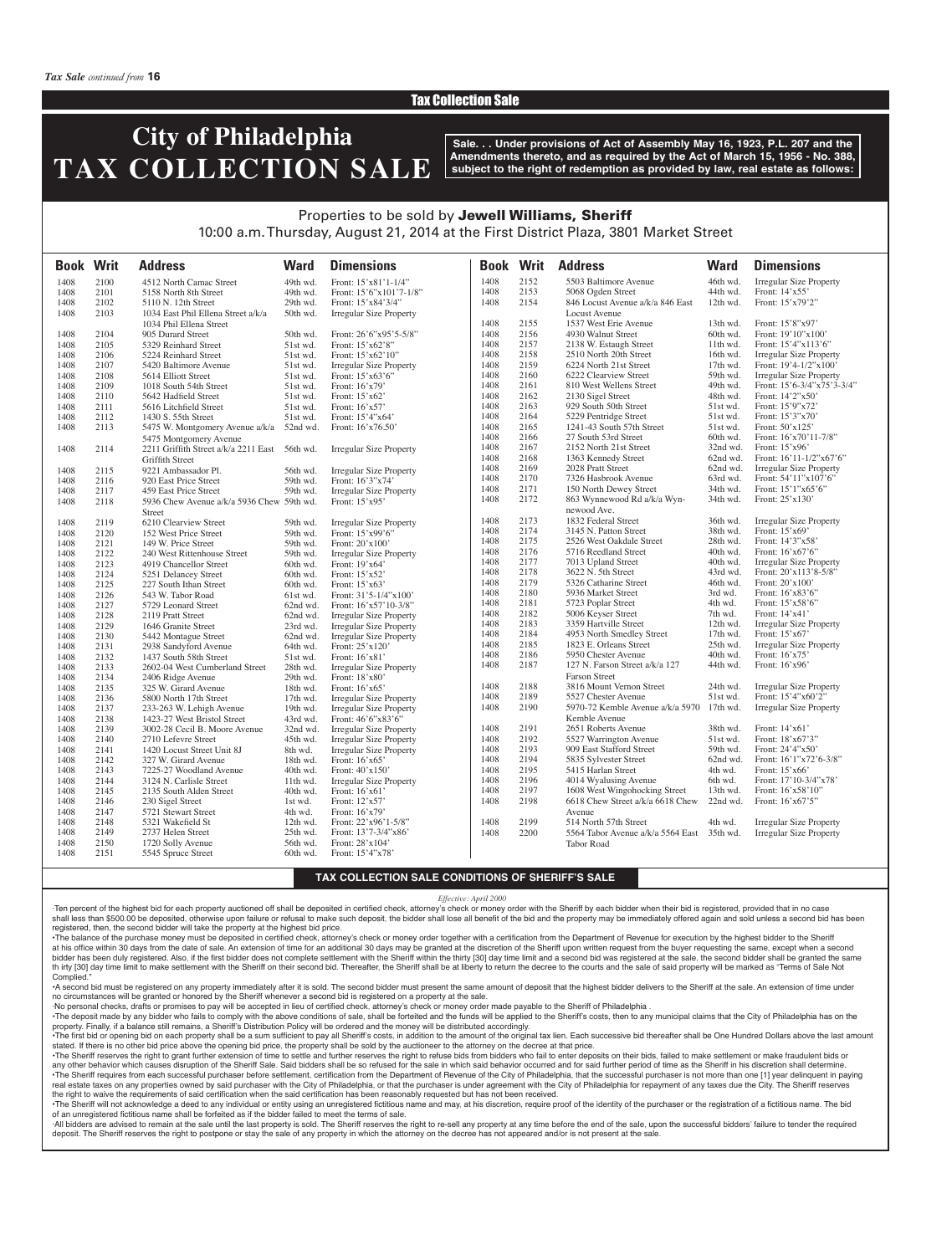*Tax Sale continued from* **16**

Tax Collection Sale

# City of Philadelphia TAX COLLECTION SALE

**Sale. . . Under provisions of Act of Assembly May 16, 1923, P.L. 207 and the Amendments thereto, and as required by the Act of March 15, 1956 - No. 388, subject to the right of redemption as provided by law, real estate as follows:**

Properties to be sold by **Jewell Williams, Sheriff**

10:00 a.m. Thursday, August 21, 2014 at the First District Plaza, 3801 Market Street

| Book | Writ | Address | Ward | Dimensions |
|---|---|---|---|---|
| 1408 | 2100 | 4512 North Camac Street | 49th wd. | Front: 15'x81'1-1/4" |
| 1408 | 2101 | 5158 North 8th Street | 49th wd. | Front: 15'6"x101'7-1/8" |
| 1408 | 2102 | 5110 N. 12th Street | 29th wd. | Front: 15'x84'3/4" |
| 1408 | 2103 | 1034 East Phil Ellena Street a/k/a 1034 Phil Ellena Street | 50th wd. | Irregular Size Property |
| 1408 | 2104 | 905 Durard Street | 50th wd. | Front: 26'6"x95'5-5/8" |
| 1408 | 2105 | 5329 Reinhard Street | 51st wd. | Front: 15'x62'8" |
| 1408 | 2106 | 5224 Reinhard Street | 51st wd. | Front: 15'x62'10" |
| 1408 | 2107 | 5420 Baltimore Avenue | 51st wd. | Irregular Size Property |
| 1408 | 2108 | 5614 Elliott Street | 51st wd. | Front: 15'x63'6" |
| 1408 | 2109 | 1018 South 54th Street | 51st wd. | Front: 16'x79' |
| 1408 | 2110 | 5642 Hadfield Street | 51st wd. | Front: 15'x62' |
| 1408 | 2111 | 5616 Litchfield Street | 51st wd. | Front: 15'9"x72' |
| 1408 | 2112 | 1430 S. 55th Street | 51st wd. | Front: 15'4"x64' |
| 1408 | 2113 | 5475 W. Montgomery Avenue a/k/a 5475 Montgomery Avenue | 52nd wd. | Front: 16'x76.50' |
| 1408 | 2114 | 2211 Griffith Street a/k/a 2211 East Griffith Street | 56th wd. | Irregular Size Property |
| 1408 | 2115 | 9221 Ambassador Pl. | 56th wd. | Irregular Size Property |
| 1408 | 2116 | 920 East Price Street | 59th wd. | Front: 16'3"x74' |
| 1408 | 2117 | 459 East Price Street | 59th wd. | Irregular Size Property |
| 1408 | 2118 | 5936 Chew Avenue a/k/a 5936 Chew Street | 59th wd. | Front: 15'x95' |
| 1408 | 2119 | 6210 Clearview Street | 59th wd. | Irregular Size Property |
| 1408 | 2120 | 152 West Price Street | 59th wd. | Front: 15'x99'6" |
| 1408 | 2121 | 149 W. Price Street | 59th wd. | Front: 20'x100' |
| 1408 | 2122 | 240 West Rittenhouse Street | 59th wd. | Irregular Size Property |
| 1408 | 2123 | 4919 Chancellor Street | 60th wd. | Front: 19'x64' |
| 1408 | 2124 | 5251 Delancey Street | 60th wd. | Front: 15'x52' |
| 1408 | 2125 | 227 South Ithan Street | 60th wd. | Front: 15'x63' |
| 1408 | 2126 | 543 W. Tabor Road | 61st wd. | Front: 31'5-1/4"x100' |
| 1408 | 2127 | 5729 Leonard Street | 62nd wd. | Front: 16'x57'10-3/8" |
| 1408 | 2128 | 2119 Pratt Street | 62nd wd. | Irregular Size Property |
| 1408 | 2129 | 1646 Granite Street | 23rd wd. | Irregular Size Property |
| 1408 | 2130 | 5442 Montague Street | 62nd wd. | Irregular Size Property |
| 1408 | 2131 | 2938 Sandyford Avenue | 64th wd. | Front: 25'x120' |
| 1408 | 2132 | 1437 South 58th Street | 51st wd. | Front: 16'x81' |
| 1408 | 2133 | 2602-04 West Cumberland Street | 28th wd. | Irregular Size Property |
| 1408 | 2134 | 2406 Ridge Avenue | 29th wd. | Front: 18'x80' |
| 1408 | 2135 | 325 W. Girard Avenue | 18th wd. | Front: 16'x65' |
| 1408 | 2136 | 5800 North 17th Street | 17th wd. | Irregular Size Property |
| 1408 | 2137 | 233-263 W. Lehigh Avenue | 19th wd. | Irregular Size Property |
| 1408 | 2138 | 1423-27 West Bristol Street | 43rd wd. | Front: 46'6"x83'6" |
| 1408 | 2139 | 3002-28 Cecil B. Moore Avenue | 32nd wd. | Irregular Size Property |
| 1408 | 2140 | 2710 Lefevre Street | 45th wd. | Irregular Size Property |
| 1408 | 2141 | 1420 Locust Street Unit 8J | 8th wd. | Irregular Size Property |
| 1408 | 2142 | 327 W. Girard Avenue | 18th wd. | Front: 16'x79' |
| 1408 | 2143 | 7225-27 Woodland Avenue | 40th wd. | Front: 40'x150' |
| 1408 | 2144 | 3124 N. Carlisle Street | 11th wd. | Irregular Size Property |
| 1408 | 2145 | 2135 South Alden Street | 40th wd. | Front: 16'x61' |
| 1408 | 2146 | 230 Sigel Street | 1st wd. | Front: 12'x57' |
| 1408 | 2147 | 5721 Stewart Street | 4th wd. | Front: 16'x79' |
| 1408 | 2148 | 5321 Wakefield St | 12th wd. | Front: 22'x96'1-5/8" |
| 1408 | 2149 | 2737 Helen Street | 25th wd. | Front: 13'7-3/4"x86' |
| 1408 | 2150 | 1720 Solly Avenue | 56th wd. | Front: 28'x104' |
| 1408 | 2151 | 5545 Spruce Street | 60th wd. | Front: 15'4"x78' |
| 1408 | 2152 | 5503 Baltimore Avenue | 46th wd. | Irregular Size Property |
| 1408 | 2153 | 5068 Ogden Street | 44th wd. | Front: 14'x55' |
| 1408 | 2154 | 846 Locust Avenue a/k/a 846 East Locust Avenue | 12th wd. | Front: 15'x79'2" |
| 1408 | 2155 | 1537 West Erie Avenue | 13th wd. | Front: 15'8"x97' |
| 1408 | 2156 | 4930 Walnut Street | 60th wd. | Front: 19'10"x100' |
| 1408 | 2157 | 2138 W. Estaugh Street | 11th wd. | Front: 15'4"x113'6" |
| 1408 | 2158 | 2510 North 20th Street | 16th wd. | Irregular Size Property |
| 1408 | 2159 | 6224 North 21st Street | 17th wd. | Front: 19'4-1/2"x100' |
| 1408 | 2160 | 6222 Clearview Street | 59th wd. | Irregular Size Property |
| 1408 | 2161 | 810 West Wellens Street | 49th wd. | Front: 15'6-3/4"x75'3-3/4" |
| 1408 | 2162 | 2130 Sigel Street | 48th wd. | Front: 14'2"x50' |
| 1408 | 2163 | 929 South 50th Street | 51st wd. | Front: 15'9"x72' |
| 1408 | 2164 | 5229 Pentridge Street | 51st wd. | Front: 15'3"x70' |
| 1408 | 2165 | 1241-43 South 57th Street | 51st wd. | Front: 50'x125' |
| 1408 | 2166 | 27 South 53rd Street | 60th wd. | Front: 16'x70'11-7/8" |
| 1408 | 2167 | 2152 North 21st Street | 32nd wd. | Front: 15'x96' |
| 1408 | 2168 | 1363 Kennedy Street | 62nd wd. | Front: 16'11-1/2"x67'6" |
| 1408 | 2169 | 2028 Pratt Street | 62nd wd. | Irregular Size Property |
| 1408 | 2170 | 7326 Hasbrook Avenue | 63rd wd. | Front: 54'11"x107'6" |
| 1408 | 2171 | 150 North Dewey Street | 34th wd. | Front: 15'1"x65'6" |
| 1408 | 2172 | 863 Wynnewood Rd a/k/a Wynnewood Ave. | 34th wd. | Front: 25'x130' |
| 1408 | 2173 | 1832 Federal Street | 36th wd. | Irregular Size Property |
| 1408 | 2174 | 3145 N. Patton Street | 38th wd. | Front: 15'x69' |
| 1408 | 2175 | 2526 West Oakdale Street | 28th wd. | Front: 14'3"x58' |
| 1408 | 2176 | 5716 Reedland Street | 40th wd. | Front: 16'x67'6" |
| 1408 | 2177 | 7013 Upland Street | 40th wd. | Irregular Size Property |
| 1408 | 2178 | 3622 N. 5th Street | 43rd wd. | Front: 20'x113'8-5/8" |
| 1408 | 2179 | 5326 Catharine Street | 46th wd. | Front: 20'x100' |
| 1408 | 2180 | 5936 Market Street | 3rd wd. | Front: 16'x83'6" |
| 1408 | 2181 | 5723 Poplar Street | 4th wd. | Front: 15'x58'6" |
| 1408 | 2182 | 5006 Keyser Street | 7th wd. | Front: 14'x41' |
| 1408 | 2183 | 3359 Hartville Street | 12th wd. | Irregular Size Property |
| 1408 | 2184 | 4953 North Smedley Street | 17th wd. | Front: 15'x67' |
| 1408 | 2185 | 1823 E. Orleans Street | 25th wd. | Irregular Size Property |
| 1408 | 2186 | 5950 Chester Avenue | 40th wd. | Front: 16'x75' |
| 1408 | 2187 | 127 N. Farson Street a/k/a 127 Farson Street | 44th wd. | Front: 16'x96' |
| 1408 | 2188 | 3816 Mount Vernon Street | 24th wd. | Irregular Size Property |
| 1408 | 2189 | 5527 Chester Avenue | 51st wd. | Front: 15'4"x60'2" |
| 1408 | 2190 | 5970-72 Kemble Avenue a/k/a 5970 Kemble Avenue | 17th wd. | Irregular Size Property |
| 1408 | 2191 | 2651 Roberts Avenue | 38th wd. | Front: 14'x61' |
| 1408 | 2192 | 5527 Warrington Avenue | 51st wd. | Front: 18'x67'3" |
| 1408 | 2193 | 909 East Stafford Street | 59th wd. | Front: 24'4"x50' |
| 1408 | 2194 | 5835 Sylvester Street | 62nd wd. | Front: 16'1"x72'6-3/8" |
| 1408 | 2195 | 5415 Harlan Street | 4th wd. | Front: 15'x66' |
| 1408 | 2196 | 4014 Wyalusing Avenue | 6th wd. | Front: 17'10-3/4"x78' |
| 1408 | 2197 | 1608 West Wingohocking Street | 13th wd. | Front: 16'x58'10" |
| 1408 | 2198 | 6618 Chew Street a/k/a 6618 Chew Avenue | 22nd wd. | Front: 16'x67'5" |
| 1408 | 2199 | 514 North 57th Street | 4th wd. | Irregular Size Property |
| 1408 | 2200 | 5564 Tabor Avenue a/k/a 5564 East Tabor Road | 35th wd. | Irregular Size Property |

## TAX COLLECTION SALE CONDITIONS OF SHERIFF'S SALE

*Effective: April 2000*

·Ten percent of the highest bid for each property auctioned off shall be deposited in certified check, attorney's check or money order with the Sheriff by each bidder when their bid is registered, provided that in no case shall less than $500.00 be deposited, otherwise upon failure or refusal to make such deposit, the bidder shall lose all benefit of the bid and the property may be immediately offered again and sold unless a second bid has been registered, then, the second bidder will take the property at the highest bid price.

•The balance of the purchase money must be deposited in certified check, attorney's check or money order together with a certification from the Department of Revenue for execution by the highest bidder to the Sheriff at his office within 30 days from the date of sale. An extension of time for an additional 30 days may be granted at the discretion of the Sheriff upon written request from the buyer requesting the same, except when a second bidder has been duly registered. Also, if the first bidder does not complete settlement with the Sheriff within the thirty [30] day time limit and a second bid was registered at the sale, the second bidder shall be granted the same th irty [30] day time limit to make settlement with the Sheriff on their second bid. Thereafter, the Sheriff shall be at liberty to return the decree to the courts and the sale of said property will be marked as "Terms of Sale Not Complied."

•A second bid must be registered on any property immediately after it is sold. The second bidder must present the same amount of deposit that the highest bidder delivers to the Sheriff at the sale. An extension of time under no circumstances will be granted or honored by the Sheriff whenever a second bid is registered on a property at the sale.

·No personal checks, drafts or promises to pay will be accepted in lieu of certified check, attorney's check or money order made payable to the Sheriff of Philadelphia .

•The deposit made by any bidder who fails to comply with the above conditions of sale, shall be forteited and the funds will be applied to the Sheriff's costs, then to any municipal claims that the City of Philadelphia has on the property. Finally, if a balance still remains, a Sheriff's Distribution Policy will be ordered and the money will be distributed accordingly.

•The first bid or opening bid on each property shall be a sum sufficient to pay all Sheriff's costs, in addition to the amount of the original tax lien. Each successive bid thereafter shall be One Hundred Dollars above the last amount stated. If there is no other bid price above the opening bid price, the property shall be sold by the auctioneer to the attorney on the decree at that price.

•The Sheriff reserves the right to grant further extension of time to settle and further reserves the right to refuse bids from bidders who fail to enter deposits on their bids, failed to make settlement or make fraudulent bids or any other behavior which causes disruption of the Sheriff Sale. Said bidders shall be so refused for the sale in which said behavior occurred and for said further period of time as the Sheriff in his discretion shall determine.

•The Sheriff requires from each successful purchaser before settlement, certification from the Department of Revenue of the City of Philadelphia, that the successful purchaser is not more than one [1] year delinquent in paying real estate taxes on any properties owned by said purchaser with the City of Philadelphia, or that the purchaser is under agreement with the City of Philadelphia for repayment of any taxes due the City. The Sheriff reserves the right to waive the requirements of said certification when the said certification has been reasonably requested but has not been received.

•The Sheriff will not acknowledge a deed to any individual or entity using an unregistered fictitious name and may, at his discretion, require proof of the identity of the purchaser or the registration of a fictitious name. The bid of an unregistered fictitious name shall be forfeited as if the bidder failed to meet the terms of sale.

·All bidders are advised to remain at the sale until the last property is sold. The Sheriff reserves the right to re-sell any property at any time before the end of the sale, upon the successful bidders' failure to tender the required deposit. The Sheriff reserves the right to postpone or stay the sale of any property in which the attorney on the decree has not appeared and/or is not present at the sale.